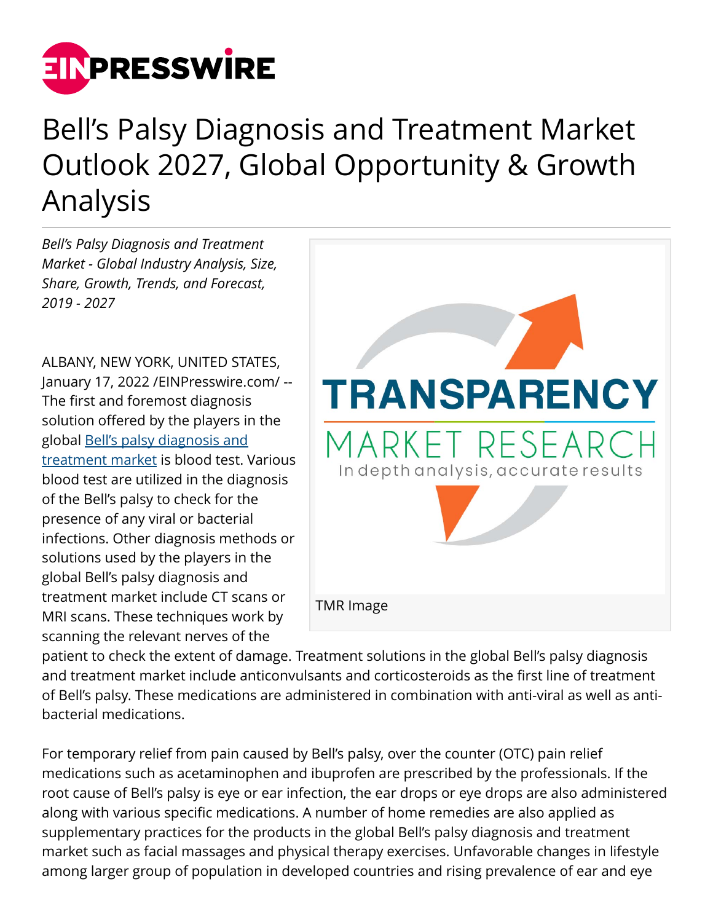# Bell's Palsy Diagnosis and Treatment Market Outlook 2027, Global Opportunity & Growth Analysis

*Bell's Palsy Diagnosis and Treatment Market - Global Industry Analysis, Size, Share, Growth, Trends, and Forecast, 2019 - 2027*

ALBANY, NEW YORK, UNITED STATES, January 17, 2022 /EINPresswire.com/ -- The first and foremost diagnosis solution offered by the players in the global Bell's palsy diagnosis and treatment market is blood test. Various blood test are utilized in the diagnosis of the Bell's palsy to check for the presence of any viral or bacterial infections. Other diagnosis methods or solutions used by the players in the global Bell's palsy diagnosis and treatment market include CT scans or MRI scans. These techniques work by scanning the relevant nerves of the patient to check the extent of damage. Treatment solutions in the global Bell's palsy diagnosis and treatment market include anticonvulsants and corticosteroids as the first line of treatment of Bell's palsy. These medications are administered in combination with anti-viral as well as anti-bacterial medications.

TMR Image

For temporary relief from pain caused by Bell's palsy, over the counter (OTC) pain relief medications such as acetaminophen and ibuprofen are prescribed by the professionals. If the root cause of Bell's palsy is eye or ear infection, the ear drops or eye drops are also administered along with various specific medications. A number of home remedies are also applied as supplementary practices for the products in the global Bell's palsy diagnosis and treatment market such as facial massages and physical therapy exercises. Unfavorable changes in lifestyle among larger group of population in developed countries and rising prevalence of ear and eye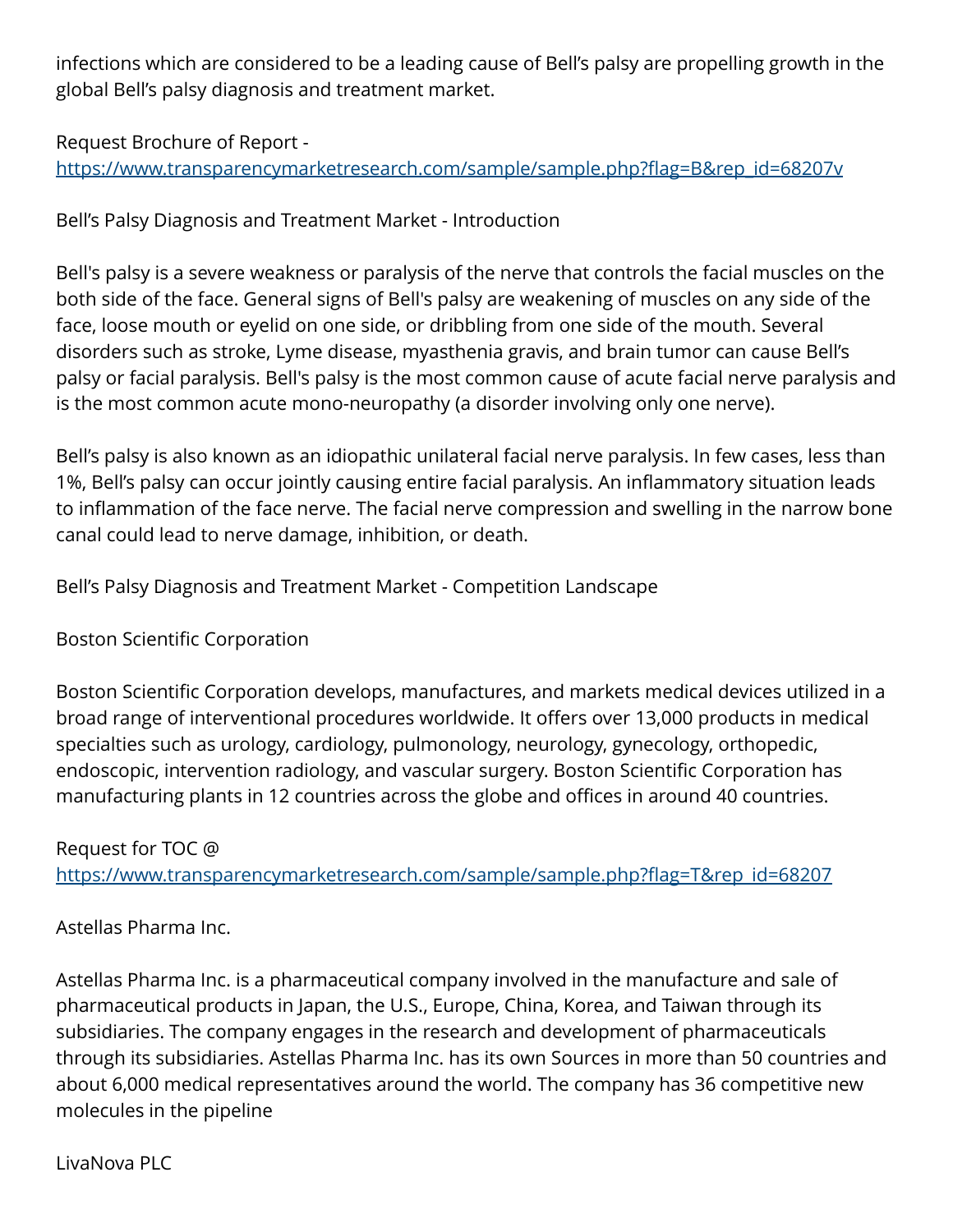infections which are considered to be a leading cause of Bell's palsy are propelling growth in the global Bell's palsy diagnosis and treatment market.

Request Brochure of Report - [https://www.transparencymarketresearch.com/sample/sample.php?flag=B&rep_id=68207v](https://www.transparencymarketresearch.com/sample/sample.php?flag=B&rep_id=68207v)

Bell's Palsy Diagnosis and Treatment Market - Introduction

Bell's palsy is a severe weakness or paralysis of the nerve that controls the facial muscles on the both side of the face. General signs of Bell's palsy are weakening of muscles on any side of the face, loose mouth or eyelid on one side, or dribbling from one side of the mouth. Several disorders such as stroke, Lyme disease, myasthenia gravis, and brain tumor can cause Bell's palsy or facial paralysis. Bell's palsy is the most common cause of acute facial nerve paralysis and is the most common acute mono-neuropathy (a disorder involving only one nerve).

Bell's palsy is also known as an idiopathic unilateral facial nerve paralysis. In few cases, less than 1%, Bell's palsy can occur jointly causing entire facial paralysis. An inflammatory situation leads to inflammation of the face nerve. The facial nerve compression and swelling in the narrow bone canal could lead to nerve damage, inhibition, or death.

Bell's Palsy Diagnosis and Treatment Market - Competition Landscape

Boston Scientific Corporation

Boston Scientific Corporation develops, manufactures, and markets medical devices utilized in a broad range of interventional procedures worldwide. It offers over 13,000 products in medical specialties such as urology, cardiology, pulmonology, neurology, gynecology, orthopedic, endoscopic, intervention radiology, and vascular surgery. Boston Scientific Corporation has manufacturing plants in 12 countries across the globe and offices in around 40 countries.

Request for TOC @ [https://www.transparencymarketresearch.com/sample/sample.php?flag=T&rep_id=68207](https://www.transparencymarketresearch.com/sample/sample.php?flag=T&rep_id=68207)

Astellas Pharma Inc.

Astellas Pharma Inc. is a pharmaceutical company involved in the manufacture and sale of pharmaceutical products in Japan, the U.S., Europe, China, Korea, and Taiwan through its subsidiaries. The company engages in the research and development of pharmaceuticals through its subsidiaries. Astellas Pharma Inc. has its own Sources in more than 50 countries and about 6,000 medical representatives around the world. The company has 36 competitive new molecules in the pipeline

LivaNova PLC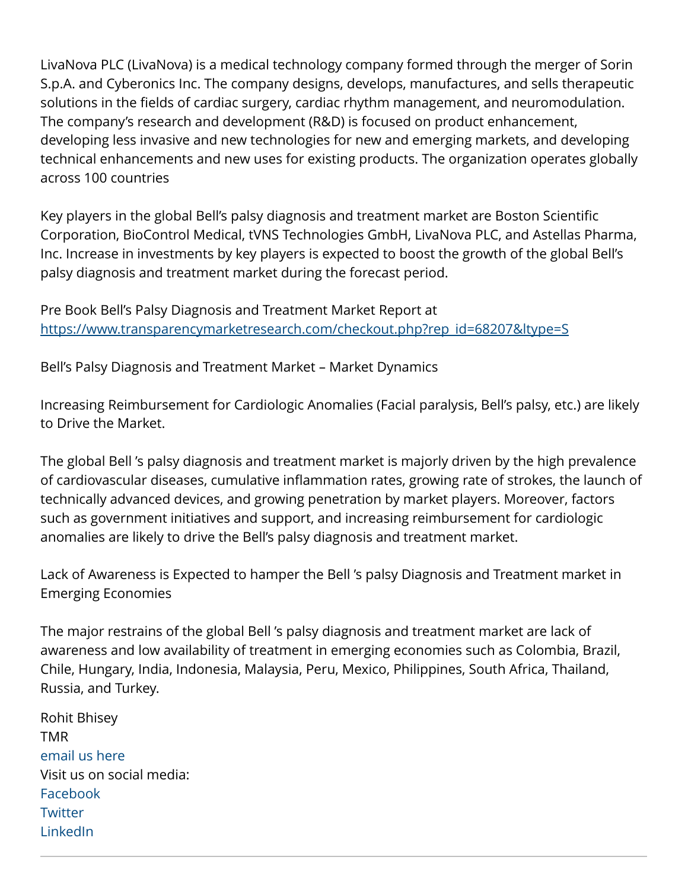LivaNova PLC (LivaNova) is a medical technology company formed through the merger of Sorin S.p.A. and Cyberonics Inc. The company designs, develops, manufactures, and sells therapeutic solutions in the fields of cardiac surgery, cardiac rhythm management, and neuromodulation. The company's research and development (R&D) is focused on product enhancement, developing less invasive and new technologies for new and emerging markets, and developing technical enhancements and new uses for existing products. The organization operates globally across 100 countries

Key players in the global Bell's palsy diagnosis and treatment market are Boston Scientific Corporation, BioControl Medical, tVNS Technologies GmbH, LivaNova PLC, and Astellas Pharma, Inc. Increase in investments by key players is expected to boost the growth of the global Bell's palsy diagnosis and treatment market during the forecast period.

Pre Book Bell's Palsy Diagnosis and Treatment Market Report at [https://www.transparencymarketresearch.com/checkout.php?rep_id=68207&ltype=S](https://www.transparencymarketresearch.com/checkout.php?rep_id=68207&ltype=S)

Bell's Palsy Diagnosis and Treatment Market – Market Dynamics

Increasing Reimbursement for Cardiologic Anomalies (Facial paralysis, Bell's palsy, etc.) are likely to Drive the Market.

The global Bell 's palsy diagnosis and treatment market is majorly driven by the high prevalence of cardiovascular diseases, cumulative inflammation rates, growing rate of strokes, the launch of technically advanced devices, and growing penetration by market players. Moreover, factors such as government initiatives and support, and increasing reimbursement for cardiologic anomalies are likely to drive the Bell's palsy diagnosis and treatment market.

Lack of Awareness is Expected to hamper the Bell 's palsy Diagnosis and Treatment market in Emerging Economies

The major restrains of the global Bell 's palsy diagnosis and treatment market are lack of awareness and low availability of treatment in emerging economies such as Colombia, Brazil, Chile, Hungary, India, Indonesia, Malaysia, Peru, Mexico, Philippines, South Africa, Thailand, Russia, and Turkey.

Rohit Bhisey
TMR
email us here
Visit us on social media:
Facebook
Twitter
LinkedIn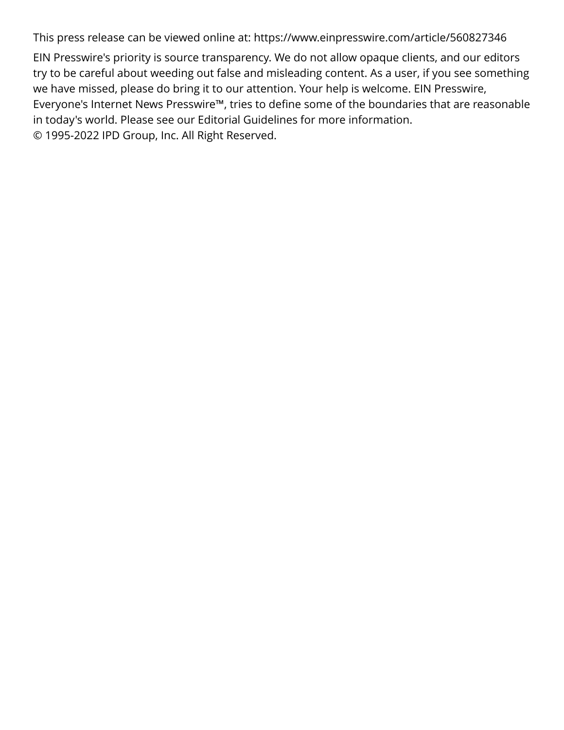This press release can be viewed online at: https://www.einpresswire.com/article/560827346

EIN Presswire's priority is source transparency. We do not allow opaque clients, and our editors try to be careful about weeding out false and misleading content. As a user, if you see something we have missed, please do bring it to our attention. Your help is welcome. EIN Presswire, Everyone's Internet News Presswire™, tries to define some of the boundaries that are reasonable in today's world. Please see our Editorial Guidelines for more information.
© 1995-2022 IPD Group, Inc. All Right Reserved.